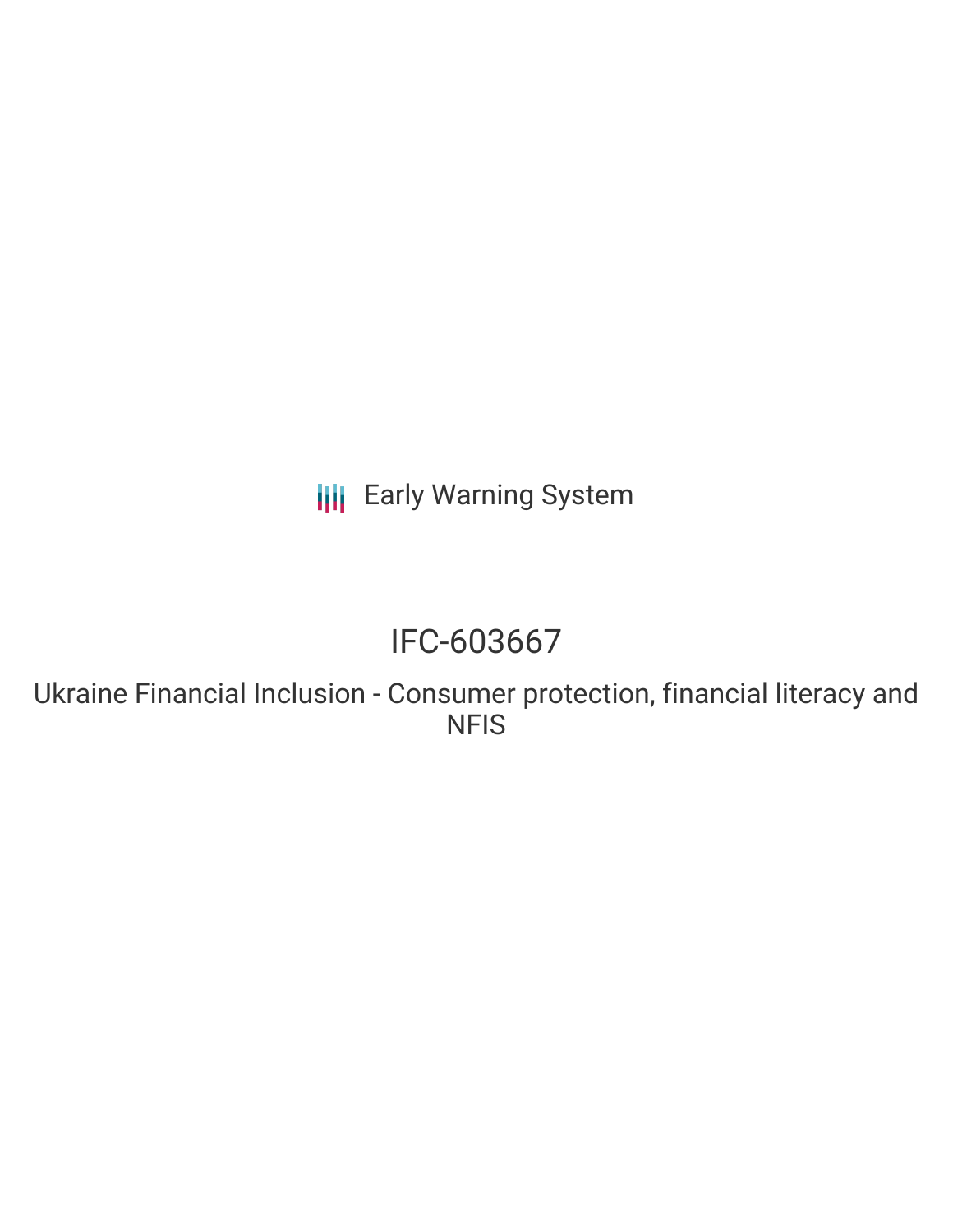Early Warning System

# IFC-603667

## Ukraine Financial Inclusion - Consumer protection, financial literacy and NFIS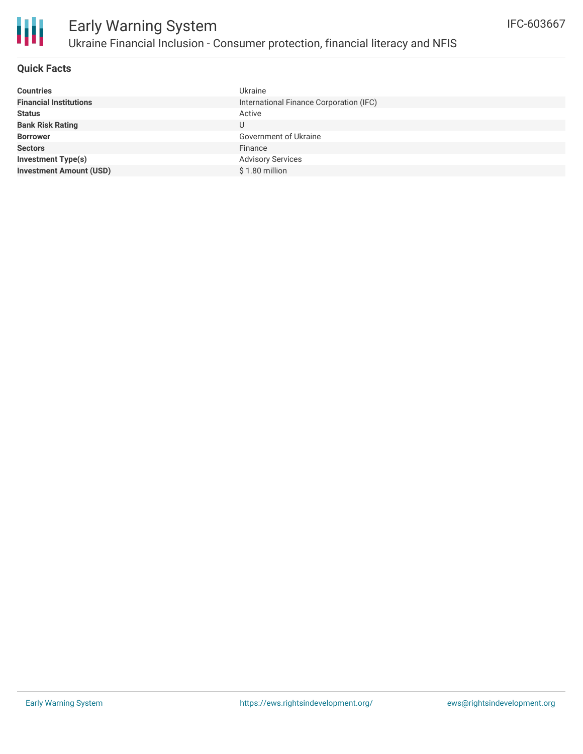# Early Warning System

## Ukraine Financial Inclusion - Consumer protection, financial literacy and NFIS

IFC-603667

### Quick Facts

| | |
|---|---|
| **Countries** | Ukraine |
| **Financial Institutions** | International Finance Corporation (IFC) |
| **Status** | Active |
| **Bank Risk Rating** | U |
| **Borrower** | Government of Ukraine |
| **Sectors** | Finance |
| **Investment Type(s)** | Advisory Services |
| **Investment Amount (USD)** | $ 1.80 million |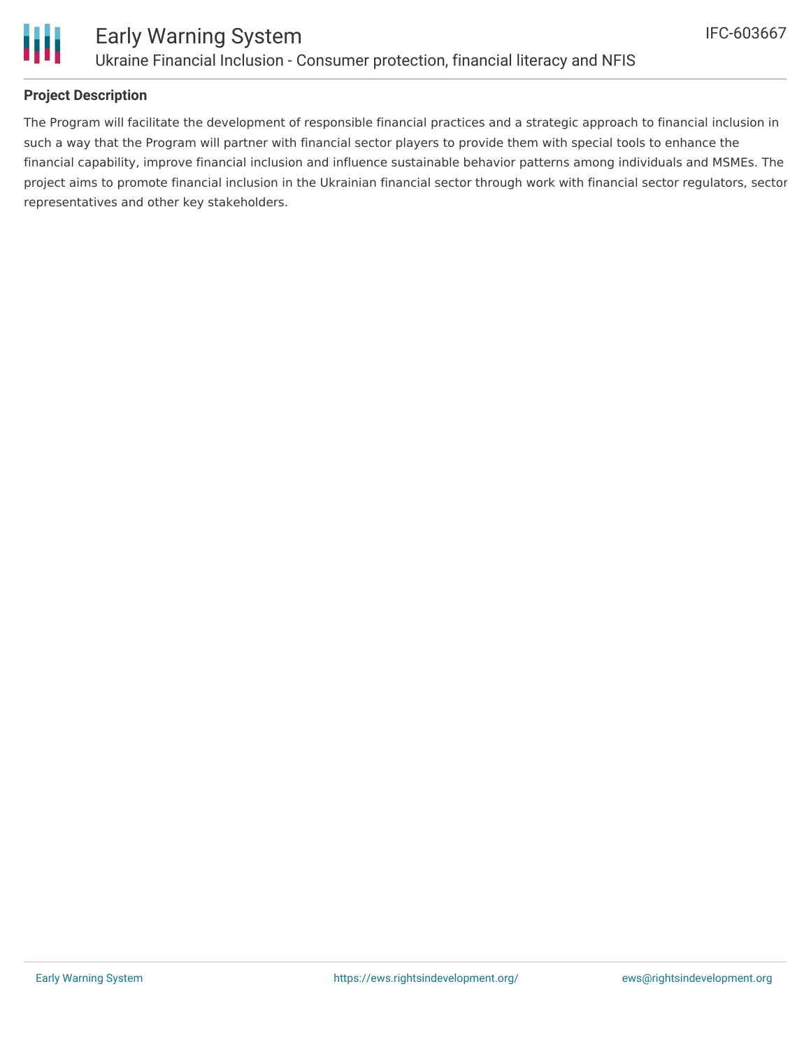## Project Description

The Program will facilitate the development of responsible financial practices and a strategic approach to financial inclusion in such a way that the Program will partner with financial sector players to provide them with special tools to enhance the financial capability, improve financial inclusion and influence sustainable behavior patterns among individuals and MSMEs. The project aims to promote financial inclusion in the Ukrainian financial sector through work with financial sector regulators, sector representatives and other key stakeholders.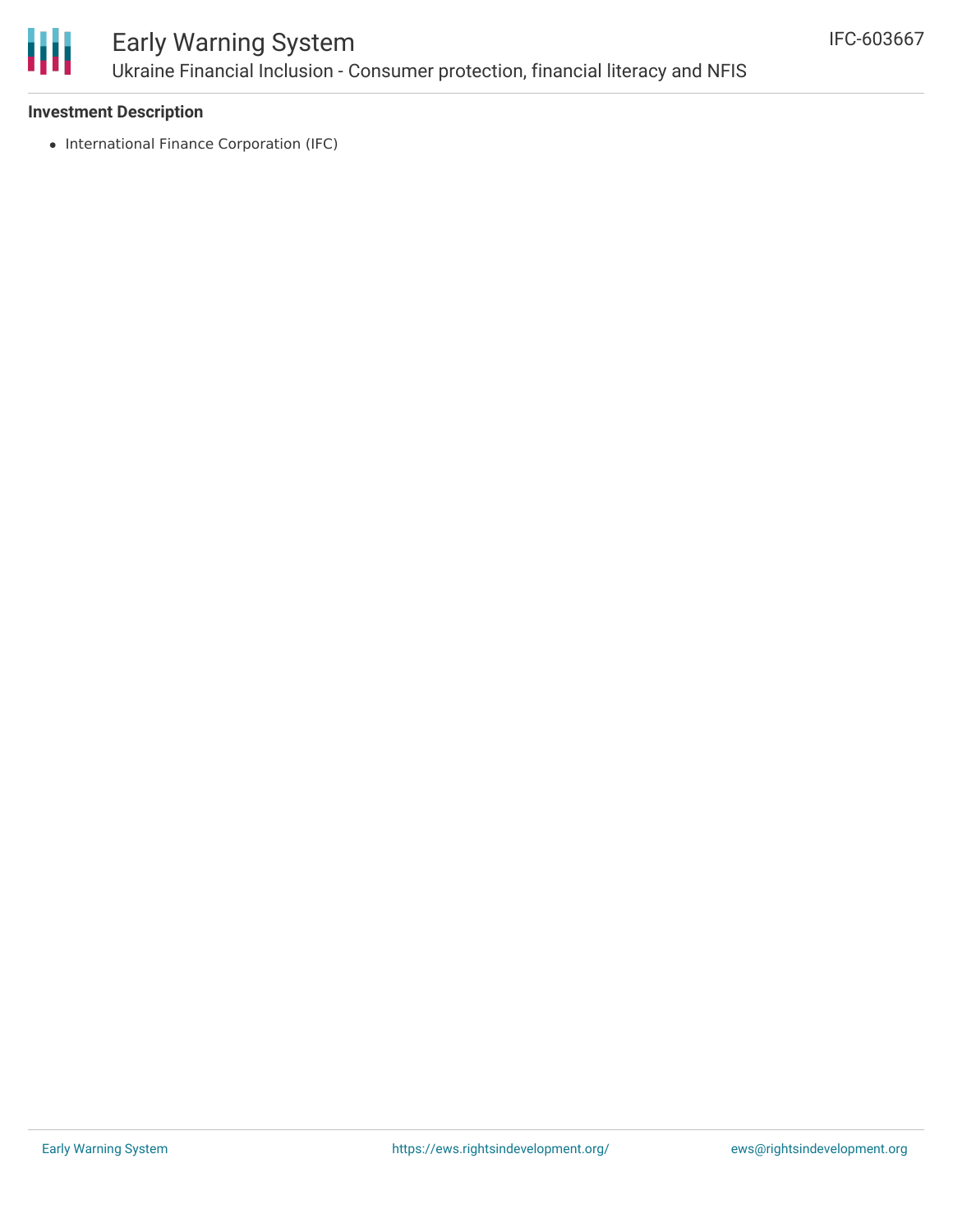**Investment Description**

- International Finance Corporation (IFC)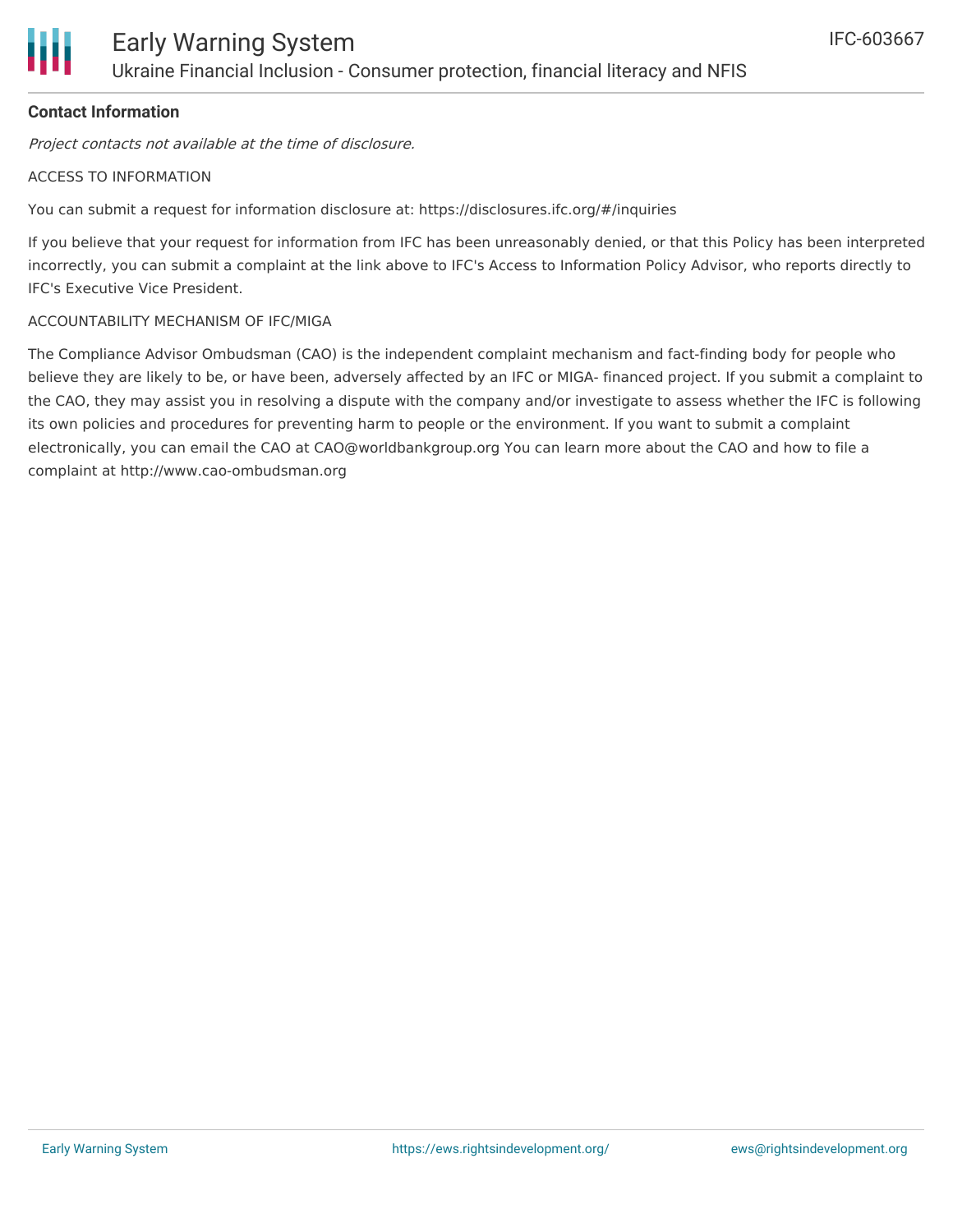**Contact Information**

*Project contacts not available at the time of disclosure.*

ACCESS TO INFORMATION

You can submit a request for information disclosure at: https://disclosures.ifc.org/#/inquiries

If you believe that your request for information from IFC has been unreasonably denied, or that this Policy has been interpreted incorrectly, you can submit a complaint at the link above to IFC's Access to Information Policy Advisor, who reports directly to IFC's Executive Vice President.

ACCOUNTABILITY MECHANISM OF IFC/MIGA

The Compliance Advisor Ombudsman (CAO) is the independent complaint mechanism and fact-finding body for people who believe they are likely to be, or have been, adversely affected by an IFC or MIGA- financed project. If you submit a complaint to the CAO, they may assist you in resolving a dispute with the company and/or investigate to assess whether the IFC is following its own policies and procedures for preventing harm to people or the environment. If you want to submit a complaint electronically, you can email the CAO at CAO@worldbankgroup.org You can learn more about the CAO and how to file a complaint at http://www.cao-ombudsman.org